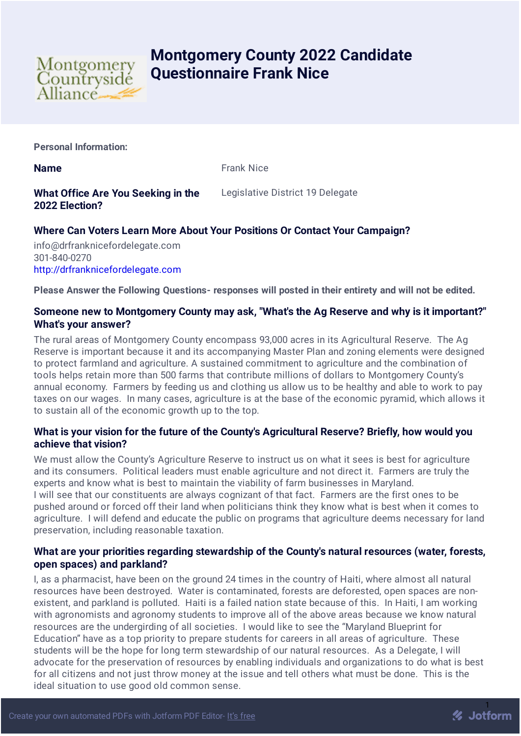# Montgomery County 2022 Candidate Questionnaire Frank Nice

**Personal Information:**

**Name**

Frank Nice

**What Office Are You Seeking in the 2022 Election?**

Legislative District 19 Delegate

### Where Can Voters Learn More About Your Positions Or Contact Your Campaign?

info@drfranknicefordelegate.com
301-840-0270
http://drfranknicefordelegate.com

**Please Answer the Following Questions- responses will posted in their entirety and will not be edited.**

### Someone new to Montgomery County may ask, "What's the Ag Reserve and why is it important?" What's your answer?

The rural areas of Montgomery County encompass 93,000 acres in its Agricultural Reserve. The Ag Reserve is important because it and its accompanying Master Plan and zoning elements were designed to protect farmland and agriculture. A sustained commitment to agriculture and the combination of tools helps retain more than 500 farms that contribute millions of dollars to Montgomery County's annual economy. Farmers by feeding us and clothing us allow us to be healthy and able to work to pay taxes on our wages. In many cases, agriculture is at the base of the economic pyramid, which allows it to sustain all of the economic growth up to the top.

### What is your vision for the future of the County's Agricultural Reserve? Briefly, how would you achieve that vision?

We must allow the County's Agriculture Reserve to instruct us on what it sees is best for agriculture and its consumers. Political leaders must enable agriculture and not direct it. Farmers are truly the experts and know what is best to maintain the viability of farm businesses in Maryland.
I will see that our constituents are always cognizant of that fact. Farmers are the first ones to be pushed around or forced off their land when politicians think they know what is best when it comes to agriculture. I will defend and educate the public on programs that agriculture deems necessary for land preservation, including reasonable taxation.

### What are your priorities regarding stewardship of the County's natural resources (water, forests, open spaces) and parkland?

I, as a pharmacist, have been on the ground 24 times in the country of Haiti, where almost all natural resources have been destroyed. Water is contaminated, forests are deforested, open spaces are non-existent, and parkland is polluted. Haiti is a failed nation state because of this. In Haiti, I am working with agronomists and agronomy students to improve all of the above areas because we know natural resources are the undergirding of all societies. I would like to see the "Maryland Blueprint for Education" have as a top priority to prepare students for careers in all areas of agriculture. These students will be the hope for long term stewardship of our natural resources. As a Delegate, I will advocate for the preservation of resources by enabling individuals and organizations to do what is best for all citizens and not just throw money at the issue and tell others what must be done. This is the ideal situation to use good old common sense.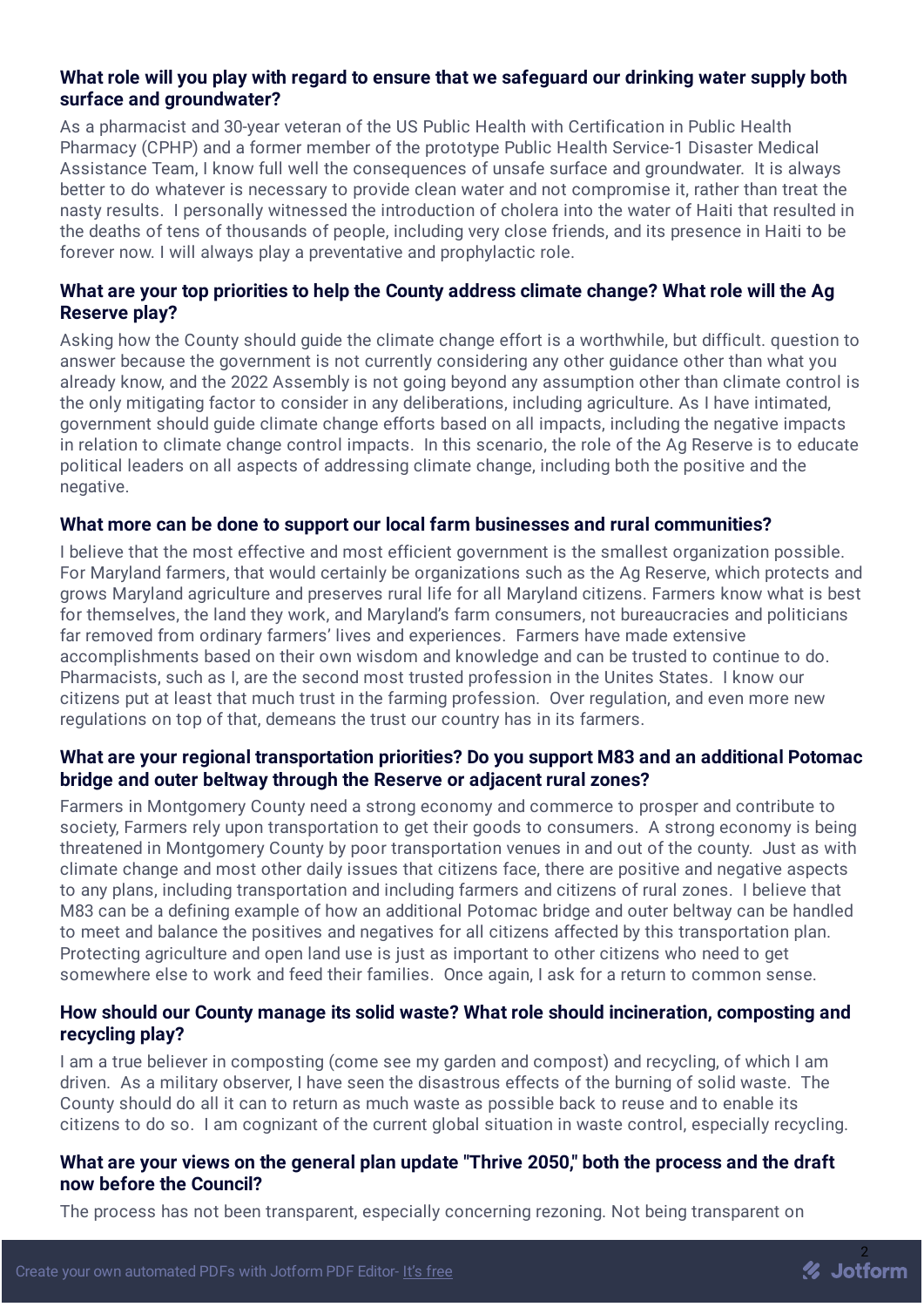**What role will you play with regard to ensure that we safeguard our drinking water supply both surface and groundwater?**

As a pharmacist and 30-year veteran of the US Public Health with Certification in Public Health Pharmacy (CPHP) and a former member of the prototype Public Health Service-1 Disaster Medical Assistance Team, I know full well the consequences of unsafe surface and groundwater. It is always better to do whatever is necessary to provide clean water and not compromise it, rather than treat the nasty results. I personally witnessed the introduction of cholera into the water of Haiti that resulted in the deaths of tens of thousands of people, including very close friends, and its presence in Haiti to be forever now. I will always play a preventative and prophylactic role.

**What are your top priorities to help the County address climate change? What role will the Ag Reserve play?**

Asking how the County should guide the climate change effort is a worthwhile, but difficult. question to answer because the government is not currently considering any other guidance other than what you already know, and the 2022 Assembly is not going beyond any assumption other than climate control is the only mitigating factor to consider in any deliberations, including agriculture. As I have intimated, government should guide climate change efforts based on all impacts, including the negative impacts in relation to climate change control impacts. In this scenario, the role of the Ag Reserve is to educate political leaders on all aspects of addressing climate change, including both the positive and the negative.

**What more can be done to support our local farm businesses and rural communities?**

I believe that the most effective and most efficient government is the smallest organization possible. For Maryland farmers, that would certainly be organizations such as the Ag Reserve, which protects and grows Maryland agriculture and preserves rural life for all Maryland citizens. Farmers know what is best for themselves, the land they work, and Maryland's farm consumers, not bureaucracies and politicians far removed from ordinary farmers' lives and experiences. Farmers have made extensive accomplishments based on their own wisdom and knowledge and can be trusted to continue to do. Pharmacists, such as I, are the second most trusted profession in the Unites States. I know our citizens put at least that much trust in the farming profession. Over regulation, and even more new regulations on top of that, demeans the trust our country has in its farmers.

**What are your regional transportation priorities? Do you support M83 and an additional Potomac bridge and outer beltway through the Reserve or adjacent rural zones?**

Farmers in Montgomery County need a strong economy and commerce to prosper and contribute to society, Farmers rely upon transportation to get their goods to consumers. A strong economy is being threatened in Montgomery County by poor transportation venues in and out of the county. Just as with climate change and most other daily issues that citizens face, there are positive and negative aspects to any plans, including transportation and including farmers and citizens of rural zones. I believe that M83 can be a defining example of how an additional Potomac bridge and outer beltway can be handled to meet and balance the positives and negatives for all citizens affected by this transportation plan. Protecting agriculture and open land use is just as important to other citizens who need to get somewhere else to work and feed their families. Once again, I ask for a return to common sense.

**How should our County manage its solid waste? What role should incineration, composting and recycling play?**

I am a true believer in composting (come see my garden and compost) and recycling, of which I am driven. As a military observer, I have seen the disastrous effects of the burning of solid waste. The County should do all it can to return as much waste as possible back to reuse and to enable its citizens to do so. I am cognizant of the current global situation in waste control, especially recycling.

**What are your views on the general plan update "Thrive 2050," both the process and the draft now before the Council?**

The process has not been transparent, especially concerning rezoning. Not being transparent on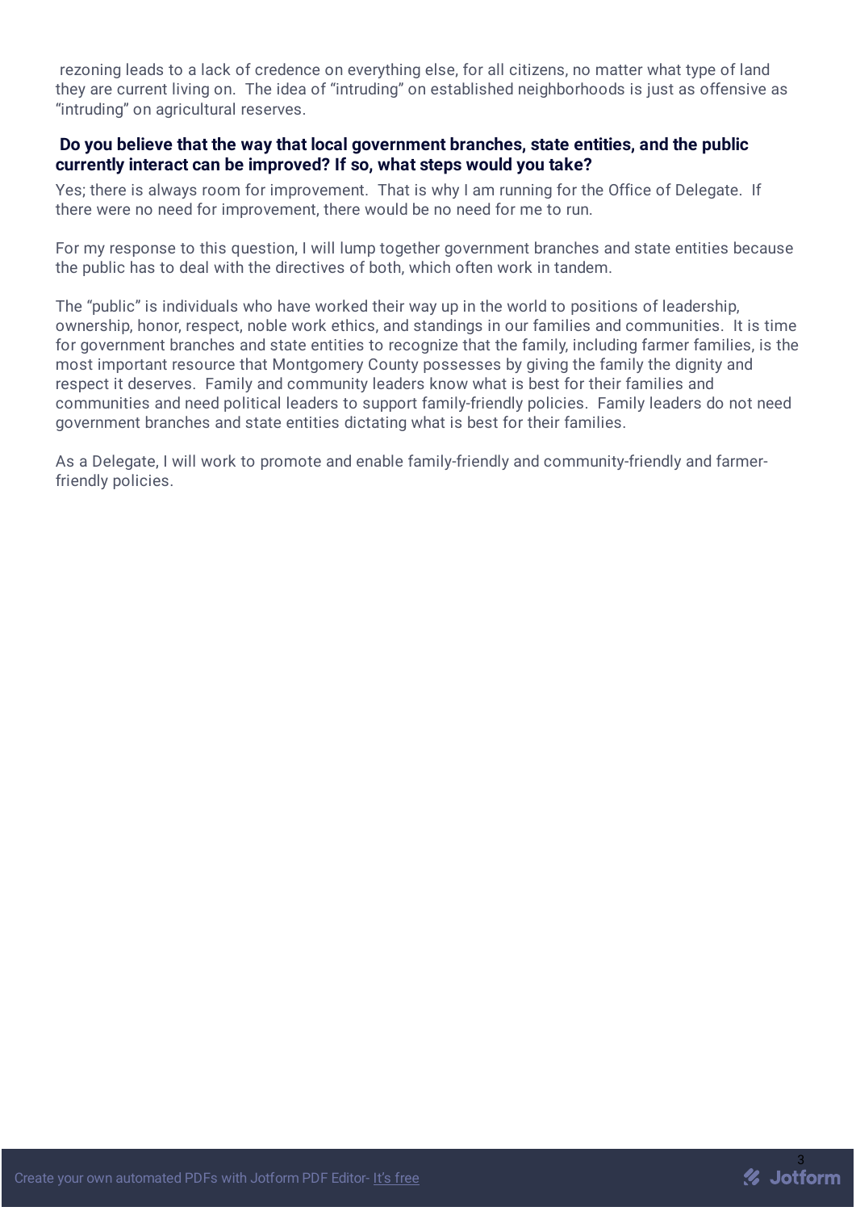rezoning leads to a lack of credence on everything else, for all citizens, no matter what type of land they are current living on. The idea of "intruding" on established neighborhoods is just as offensive as "intruding" on agricultural reserves.

**Do you believe that the way that local government branches, state entities, and the public currently interact can be improved? If so, what steps would you take?**

Yes; there is always room for improvement. That is why I am running for the Office of Delegate. If there were no need for improvement, there would be no need for me to run.

For my response to this question, I will lump together government branches and state entities because the public has to deal with the directives of both, which often work in tandem.

The "public" is individuals who have worked their way up in the world to positions of leadership, ownership, honor, respect, noble work ethics, and standings in our families and communities. It is time for government branches and state entities to recognize that the family, including farmer families, is the most important resource that Montgomery County possesses by giving the family the dignity and respect it deserves. Family and community leaders know what is best for their families and communities and need political leaders to support family-friendly policies. Family leaders do not need government branches and state entities dictating what is best for their families.

As a Delegate, I will work to promote and enable family-friendly and community-friendly and farmer-friendly policies.